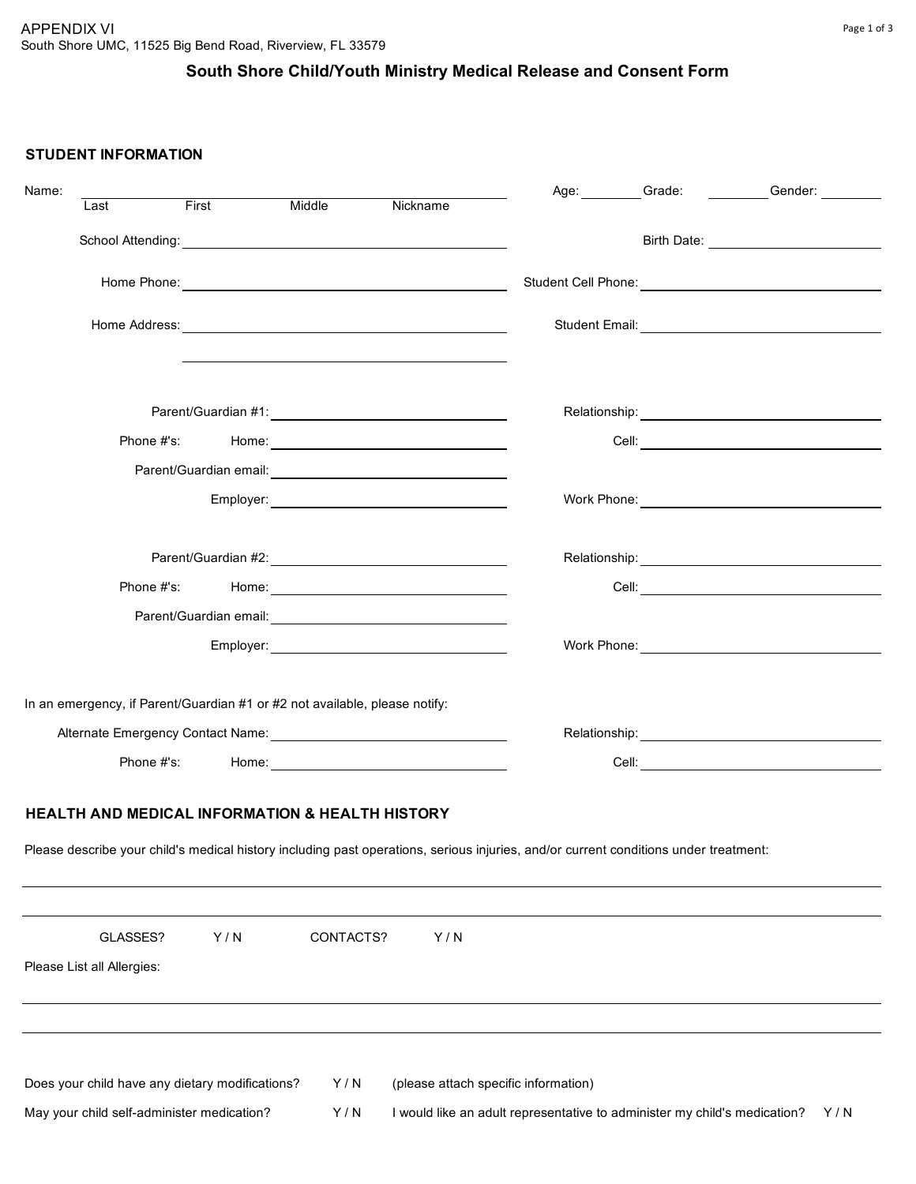APPENDIX VI

South Shore UMC, 11525 Big Bend Road, Riverview, FL 33579

# South Shore Child/Youth Ministry Medical Release and Consent Form

## STUDENT INFORMATION

Name: ______________________________________________ Age: ________ Grade: ________ Gender: ________

Last First Middle Nickname

School Attending: ______________________________ Birth Date: ______________________

Home Phone: ______________________________ Student Cell Phone: ______________________

Home Address: ______________________________ Student Email: ______________________

______________________________

Parent/Guardian #1: ______________________________ Relationship: ______________________

Phone #'s: Home: ______________________________ Cell: ______________________

Parent/Guardian email: ______________________________

Employer: ______________________________ Work Phone: ______________________

Parent/Guardian #2: ______________________________ Relationship: ______________________

Phone #'s: Home: ______________________________ Cell: ______________________

Parent/Guardian email: ______________________________

Employer: ______________________________ Work Phone: ______________________

In an emergency, if Parent/Guardian #1 or #2 not available, please notify:

Alternate Emergency Contact Name: ______________________________ Relationship: ______________________

Phone #'s: Home: ______________________________ Cell: ______________________

## HEALTH AND MEDICAL INFORMATION & HEALTH HISTORY

Please describe your child's medical history including past operations, serious injuries, and/or current conditions under treatment:

______________________________________________________________________________

______________________________________________________________________________

GLASSES? Y / N CONTACTS? Y / N

Please List all Allergies:

______________________________________________________________________________

______________________________________________________________________________

Does your child have any dietary modifications? Y / N (please attach specific information)

May your child self-administer medication? Y / N I would like an adult representative to administer my child's medication? Y / N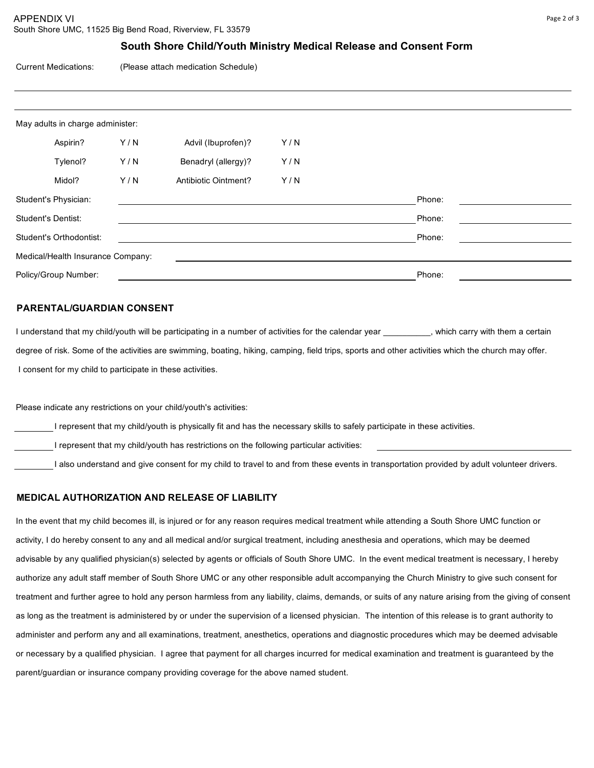APPENDIX VI

South Shore UMC, 11525 Big Bend Road, Riverview, FL 33579

## South Shore Child/Youth Ministry Medical Release and Consent Form

Current Medications: (Please attach medication Schedule)

\_\_\_\_\_\_\_\_\_\_\_\_\_\_\_\_\_\_\_\_\_\_\_\_\_\_\_\_\_\_\_\_\_\_\_\_\_\_\_\_\_\_\_\_\_\_\_\_\_\_\_\_\_\_\_\_\_\_\_\_\_\_\_\_\_\_\_\_\_\_\_\_

\_\_\_\_\_\_\_\_\_\_\_\_\_\_\_\_\_\_\_\_\_\_\_\_\_\_\_\_\_\_\_\_\_\_\_\_\_\_\_\_\_\_\_\_\_\_\_\_\_\_\_\_\_\_\_\_\_\_\_\_\_\_\_\_\_\_\_\_\_\_\_\_

May adults in charge administer:

| | | | |
|---|---|---|---|
| Aspirin? | Y / N | Advil (Ibuprofen)? | Y / N |
| Tylenol? | Y / N | Benadryl (allergy)? | Y / N |
| Midol? | Y / N | Antibiotic Ointment? | Y / N |

Student's Physician: \_\_\_\_\_\_\_\_\_\_\_\_\_\_\_\_\_\_\_\_\_\_\_\_\_\_\_\_\_\_\_\_\_\_\_\_\_\_\_\_ Phone: \_\_\_\_\_\_\_\_\_\_\_\_\_\_\_\_

Student's Dentist: \_\_\_\_\_\_\_\_\_\_\_\_\_\_\_\_\_\_\_\_\_\_\_\_\_\_\_\_\_\_\_\_\_\_\_\_\_\_\_\_ Phone: \_\_\_\_\_\_\_\_\_\_\_\_\_\_\_\_

Student's Orthodontist: \_\_\_\_\_\_\_\_\_\_\_\_\_\_\_\_\_\_\_\_\_\_\_\_\_\_\_\_\_\_\_\_\_\_\_\_\_\_\_\_ Phone: \_\_\_\_\_\_\_\_\_\_\_\_\_\_\_\_

Medical/Health Insurance Company: \_\_\_\_\_\_\_\_\_\_\_\_\_\_\_\_\_\_\_\_\_\_\_\_\_\_\_\_\_\_\_\_\_\_\_\_\_\_\_\_\_\_\_\_\_\_\_\_\_\_

Policy/Group Number: \_\_\_\_\_\_\_\_\_\_\_\_\_\_\_\_\_\_\_\_\_\_\_\_\_\_\_\_\_\_\_\_\_\_\_\_\_\_\_\_ Phone: \_\_\_\_\_\_\_\_\_\_\_\_\_\_\_\_

### PARENTAL/GUARDIAN CONSENT

I understand that my child/youth will be participating in a number of activities for the calendar year \_\_\_\_\_\_\_\_\_\_, which carry with them a certain degree of risk. Some of the activities are swimming, boating, hiking, camping, field trips, sports and other activities which the church may offer. I consent for my child to participate in these activities.

Please indicate any restrictions on your child/youth's activities:

\_\_\_\_\_\_\_\_ I represent that my child/youth is physically fit and has the necessary skills to safely participate in these activities.

\_\_\_\_\_\_\_\_ I represent that my child/youth has restrictions on the following particular activities: \_\_\_\_\_\_\_\_\_\_\_\_\_\_\_\_\_\_\_\_\_\_\_\_

\_\_\_\_\_\_\_\_ I also understand and give consent for my child to travel to and from these events in transportation provided by adult volunteer drivers.

### MEDICAL AUTHORIZATION AND RELEASE OF LIABILITY

In the event that my child becomes ill, is injured or for any reason requires medical treatment while attending a South Shore UMC function or activity, I do hereby consent to any and all medical and/or surgical treatment, including anesthesia and operations, which may be deemed advisable by any qualified physician(s) selected by agents or officials of South Shore UMC. In the event medical treatment is necessary, I hereby authorize any adult staff member of South Shore UMC or any other responsible adult accompanying the Church Ministry to give such consent for treatment and further agree to hold any person harmless from any liability, claims, demands, or suits of any nature arising from the giving of consent as long as the treatment is administered by or under the supervision of a licensed physician. The intention of this release is to grant authority to administer and perform any and all examinations, treatment, anesthetics, operations and diagnostic procedures which may be deemed advisable or necessary by a qualified physician. I agree that payment for all charges incurred for medical examination and treatment is guaranteed by the parent/guardian or insurance company providing coverage for the above named student.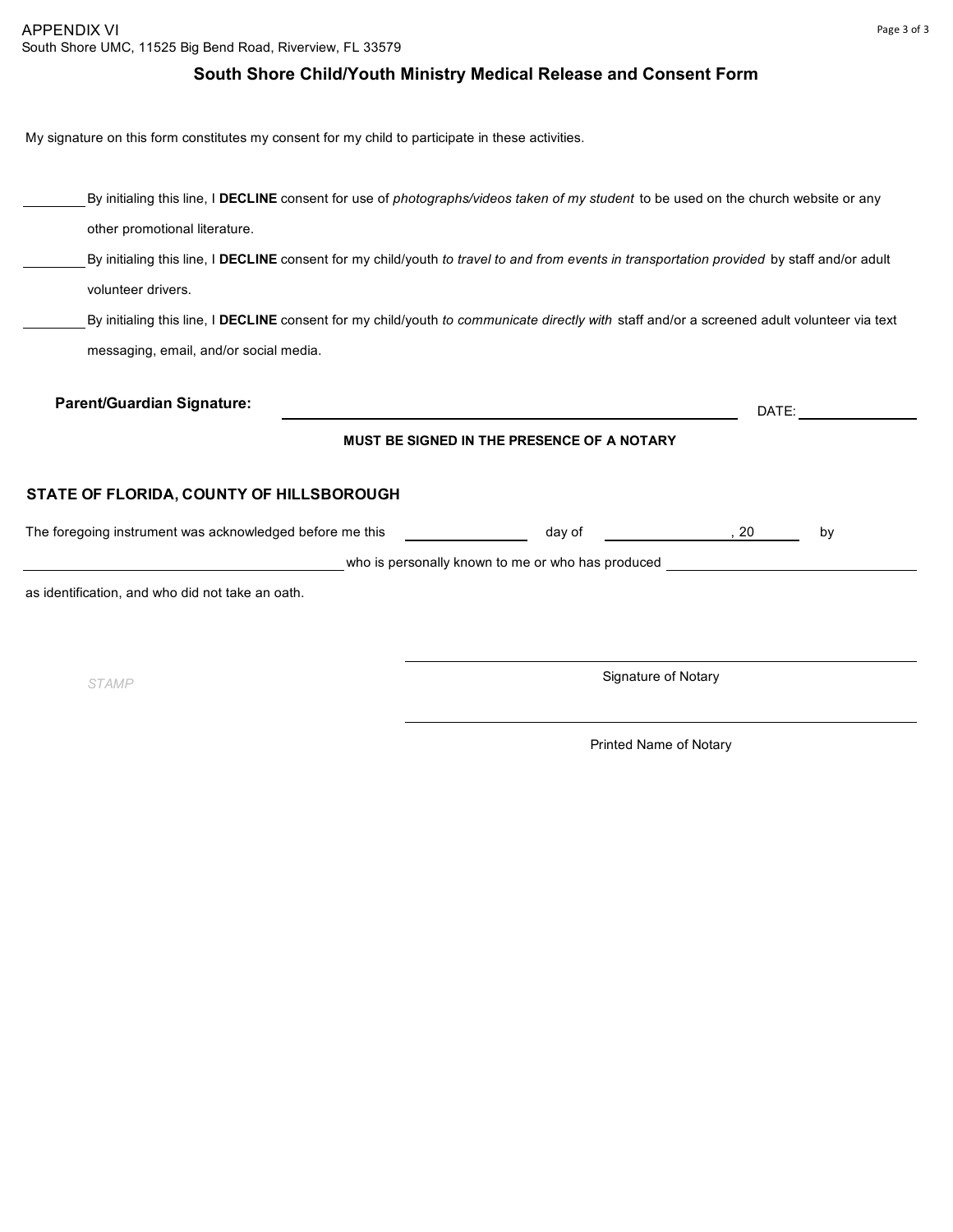APPENDIX VI

South Shore UMC, 11525 Big Bend Road, Riverview, FL 33579

## South Shore Child/Youth Ministry Medical Release and Consent Form

My signature on this form constitutes my consent for my child to participate in these activities.

________ By initialing this line, I **DECLINE** consent for use of *photographs/videos taken of my student* to be used on the church website or any other promotional literature.

________ By initialing this line, I **DECLINE** consent for my child/youth *to travel to and from events in transportation provided* by staff and/or adult volunteer drivers.

________ By initialing this line, I **DECLINE** consent for my child/youth *to communicate directly with* staff and/or a screened adult volunteer via text messaging, email, and/or social media.

**Parent/Guardian Signature:** ______________________________________________ DATE: ______________

**MUST BE SIGNED IN THE PRESENCE OF A NOTARY**

**STATE OF FLORIDA, COUNTY OF HILLSBOROUGH**

The foregoing instrument was acknowledged before me this ______________ day of ____________________, 20______ by ______________________________________ who is personally known to me or who has produced ______________________________ as identification, and who did not take an oath.

STAMP

______________________________________________

Signature of Notary

______________________________________________

Printed Name of Notary